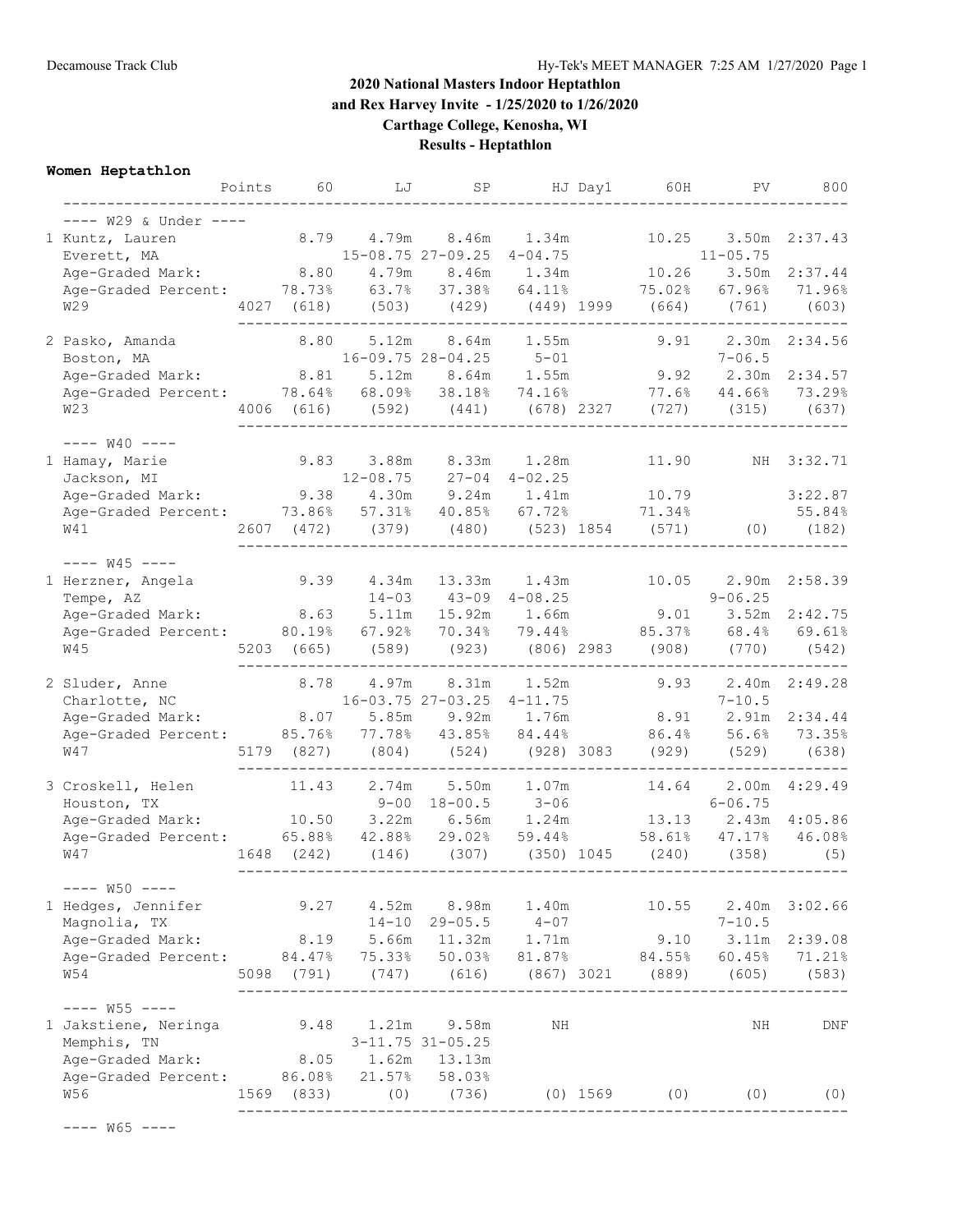**2020 National Masters Indoor Heptathlon**
**and Rex Harvey Invite - 1/25/2020 to 1/26/2020**
**Carthage College, Kenosha, WI**
**Results - Heptathlon**

## Women Heptathlon

| | Points | 60 | LJ | SP | HJ | Day1 | 60H | PV | 800 |
|---|---|---|---|---|---|---|---|---|---|
| **---- W29 & Under ----** | | | | | | | | | |
| 1 Kuntz, Lauren | | 8.79 | 4.79m | 8.46m | 1.34m | | 10.25 | 3.50m | 2:37.43 |
| Everett, MA | | | 15-08.75 | 27-09.25 | 4-04.75 | | | 11-05.75 | |
| Age-Graded Mark: | | 8.80 | 4.79m | 8.46m | 1.34m | | 10.26 | 3.50m | 2:37.44 |
| Age-Graded Percent: | | 78.73% | 63.7% | 37.38% | 64.11% | | 75.02% | 67.96% | 71.96% |
| W29 | 4027 | (618) | (503) | (429) | (449) | 1999 | (664) | (761) | (603) |
| 2 Pasko, Amanda | | 8.80 | 5.12m | 8.64m | 1.55m | | 9.91 | 2.30m | 2:34.56 |
| Boston, MA | | | 16-09.75 | 28-04.25 | 5-01 | | | 7-06.5 | |
| Age-Graded Mark: | | 8.81 | 5.12m | 8.64m | 1.55m | | 9.92 | 2.30m | 2:34.57 |
| Age-Graded Percent: | | 78.64% | 68.09% | 38.18% | 74.16% | | 77.6% | 44.66% | 73.29% |
| W23 | 4006 | (616) | (592) | (441) | (678) | 2327 | (727) | (315) | (637) |
| **---- W40 ----** | | | | | | | | | |
| 1 Hamay, Marie | | 9.83 | 3.88m | 8.33m | 1.28m | | 11.90 | NH | 3:32.71 |
| Jackson, MI | | | 12-08.75 | 27-04 | 4-02.25 | | | | |
| Age-Graded Mark: | | 9.38 | 4.30m | 9.24m | 1.41m | | 10.79 | | 3:22.87 |
| Age-Graded Percent: | | 73.86% | 57.31% | 40.85% | 67.72% | | 71.34% | | 55.84% |
| W41 | 2607 | (472) | (379) | (480) | (523) | 1854 | (571) | (0) | (182) |
| **---- W45 ----** | | | | | | | | | |
| 1 Herzner, Angela | | 9.39 | 4.34m | 13.33m | 1.43m | | 10.05 | 2.90m | 2:58.39 |
| Tempe, AZ | | | 14-03 | 43-09 | 4-08.25 | | | 9-06.25 | |
| Age-Graded Mark: | | 8.63 | 5.11m | 15.92m | 1.66m | | 9.01 | 3.52m | 2:42.75 |
| Age-Graded Percent: | | 80.19% | 67.92% | 70.34% | 79.44% | | 85.37% | 68.4% | 69.61% |
| W45 | 5203 | (665) | (589) | (923) | (806) | 2983 | (908) | (770) | (542) |
| 2 Sluder, Anne | | 8.78 | 4.97m | 8.31m | 1.52m | | 9.93 | 2.40m | 2:49.28 |
| Charlotte, NC | | | 16-03.75 | 27-03.25 | 4-11.75 | | | 7-10.5 | |
| Age-Graded Mark: | | 8.07 | 5.85m | 9.92m | 1.76m | | 8.91 | 2.91m | 2:34.44 |
| Age-Graded Percent: | | 85.76% | 77.78% | 43.85% | 84.44% | | 86.4% | 56.6% | 73.35% |
| W47 | 5179 | (827) | (804) | (524) | (928) | 3083 | (929) | (529) | (638) |
| 3 Croskell, Helen | | 11.43 | 2.74m | 5.50m | 1.07m | | 14.64 | 2.00m | 4:29.49 |
| Houston, TX | | | 9-00 | 18-00.5 | 3-06 | | | 6-06.75 | |
| Age-Graded Mark: | | 10.50 | 3.22m | 6.56m | 1.24m | | 13.13 | 2.43m | 4:05.86 |
| Age-Graded Percent: | | 65.88% | 42.88% | 29.02% | 59.44% | | 58.61% | 47.17% | 46.08% |
| W47 | 1648 | (242) | (146) | (307) | (350) | 1045 | (240) | (358) | (5) |
| **---- W50 ----** | | | | | | | | | |
| 1 Hedges, Jennifer | | 9.27 | 4.52m | 8.98m | 1.40m | | 10.55 | 2.40m | 3:02.66 |
| Magnolia, TX | | | 14-10 | 29-05.5 | 4-07 | | | 7-10.5 | |
| Age-Graded Mark: | | 8.19 | 5.66m | 11.32m | 1.71m | | 9.10 | 3.11m | 2:39.08 |
| Age-Graded Percent: | | 84.47% | 75.33% | 50.03% | 81.87% | | 84.55% | 60.45% | 71.21% |
| W54 | 5098 | (791) | (747) | (616) | (867) | 3021 | (889) | (605) | (583) |
| **---- W55 ----** | | | | | | | | | |
| 1 Jakstiene, Neringa | | 9.48 | 1.21m | 9.58m | NH | | | NH | DNF |
| Memphis, TN | | | 3-11.75 | 31-05.25 | | | | | |
| Age-Graded Mark: | | 8.05 | 1.62m | 13.13m | | | | | |
| Age-Graded Percent: | | 86.08% | 21.57% | 58.03% | | | | | |
| W56 | 1569 | (833) | (0) | (736) | (0) | 1569 | (0) | (0) | (0) |
| **---- W65 ----** | | | | | | | | | |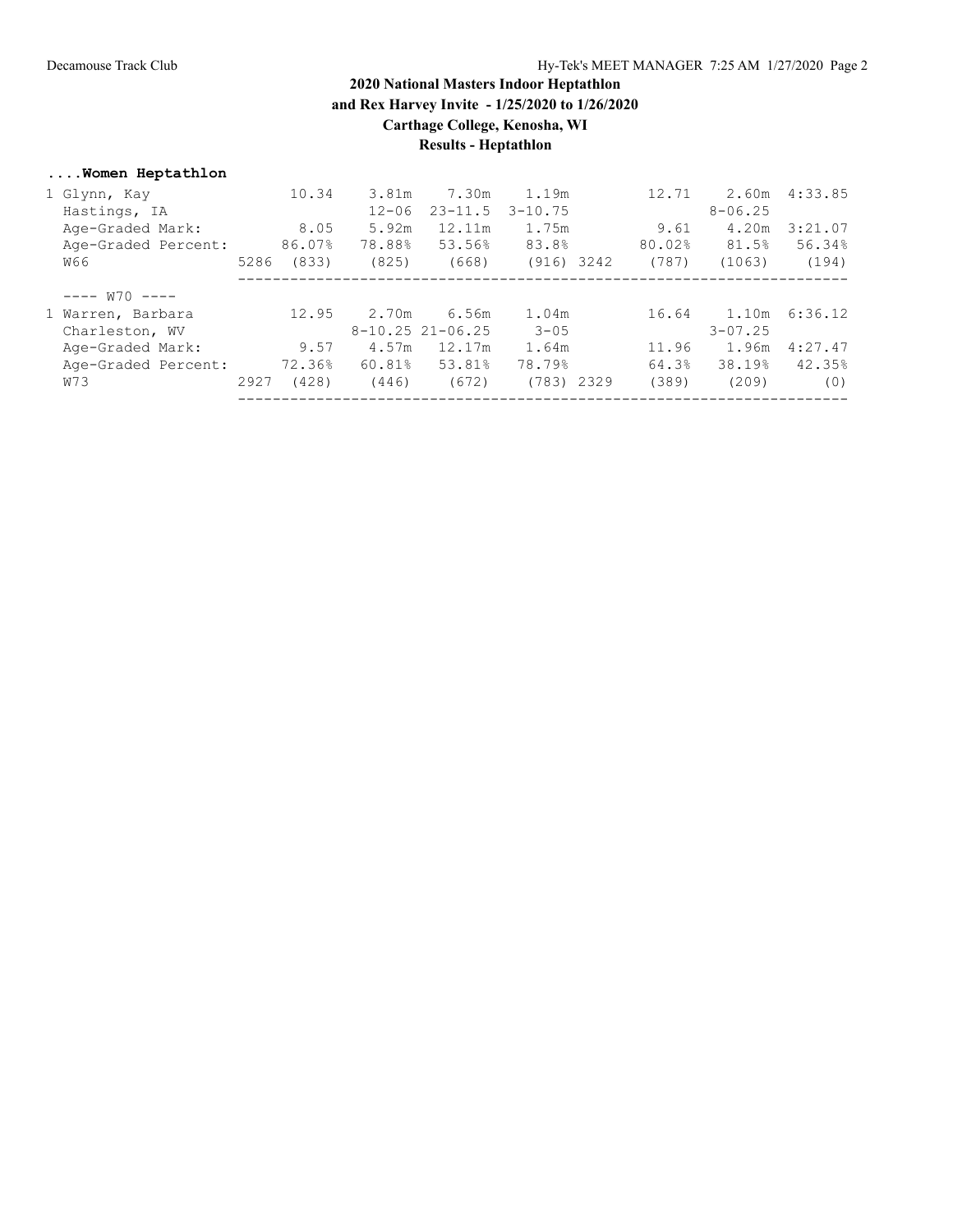## 2020 National Masters Indoor Heptathlon and Rex Harvey Invite - 1/25/2020 to 1/26/2020

### Carthage College, Kenosha, WI

### Results - Heptathlon

**....Women Heptathlon**

| | | | | | | | | | |
|---|---|---|---|---|---|---|---|---|---|
| 1 Glynn, Kay | | 10.34 | 3.81m | 7.30m | 1.19m | | 12.71 | 2.60m | 4:33.85 |
| Hastings, IA | | | 12-06 | 23-11.5 | 3-10.75 | | | 8-06.25 | |
| Age-Graded Mark: | | 8.05 | 5.92m | 12.11m | 1.75m | | 9.61 | 4.20m | 3:21.07 |
| Age-Graded Percent: | | 86.07% | 78.88% | 53.56% | 83.8% | | 80.02% | 81.5% | 56.34% |
| W66 | 5286 | (833) | (825) | (668) | (916) | 3242 | (787) | (1063) | (194) |
| ---- W70 ---- | | | | | | | | | |
| 1 Warren, Barbara | | 12.95 | 2.70m | 6.56m | 1.04m | | 16.64 | 1.10m | 6:36.12 |
| Charleston, WV | | | 8-10.25 | 21-06.25 | 3-05 | | | 3-07.25 | |
| Age-Graded Mark: | | 9.57 | 4.57m | 12.17m | 1.64m | | 11.96 | 1.96m | 4:27.47 |
| Age-Graded Percent: | | 72.36% | 60.81% | 53.81% | 78.79% | | 64.3% | 38.19% | 42.35% |
| W73 | 2927 | (428) | (446) | (672) | (783) | 2329 | (389) | (209) | (0) |